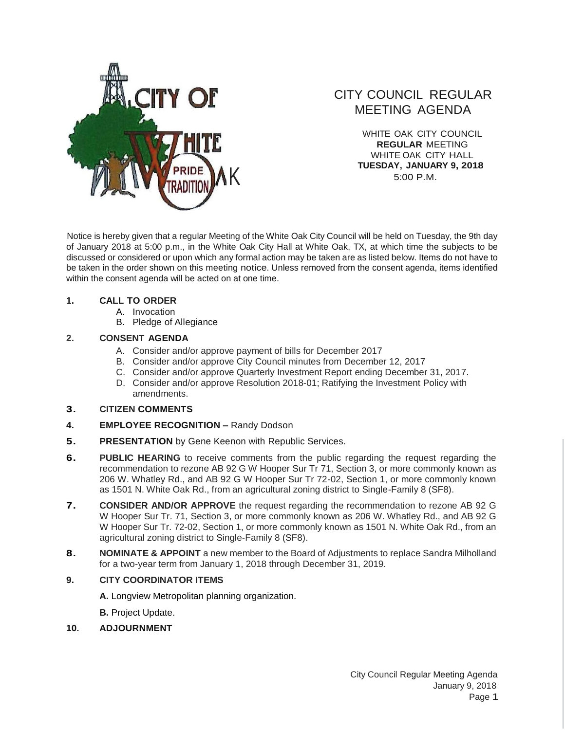# CITY COUNCIL REGULAR MEETING AGENDA

WHITE OAK CITY COUNCIL
**REGULAR** MEETING
WHITE OAK CITY HALL
**TUESDAY, JANUARY 9, 2018**
5:00 P.M.

Notice is hereby given that a regular Meeting of the White Oak City Council will be held on Tuesday, the 9th day of January 2018 at 5:00 p.m., in the White Oak City Hall at White Oak, TX, at which time the subjects to be discussed or considered or upon which any formal action may be taken are as listed below. Items do not have to be taken in the order shown on this meeting notice. Unless removed from the consent agenda, items identified within the consent agenda will be acted on at one time.

1. **CALL TO ORDER**
   - A. Invocation
   - B. Pledge of Allegiance
2. **CONSENT AGENDA**
   - A. Consider and/or approve payment of bills for December 2017
   - B. Consider and/or approve City Council minutes from December 12, 2017
   - C. Consider and/or approve Quarterly Investment Report ending December 31, 2017.
   - D. Consider and/or approve Resolution 2018-01; Ratifying the Investment Policy with amendments.
3. **CITIZEN COMMENTS**
4. **EMPLOYEE RECOGNITION –** Randy Dodson
5. **PRESENTATION** by Gene Keenon with Republic Services.
6. **PUBLIC HEARING** to receive comments from the public regarding the request regarding the recommendation to rezone AB 92 G W Hooper Sur Tr 71, Section 3, or more commonly known as 206 W. Whatley Rd., and AB 92 G W Hooper Sur Tr 72-02, Section 1, or more commonly known as 1501 N. White Oak Rd., from an agricultural zoning district to Single-Family 8 (SF8).
7. **CONSIDER AND/OR APPROVE** the request regarding the recommendation to rezone AB 92 G W Hooper Sur Tr. 71, Section 3, or more commonly known as 206 W. Whatley Rd., and AB 92 G W Hooper Sur Tr. 72-02, Section 1, or more commonly known as 1501 N. White Oak Rd., from an agricultural zoning district to Single-Family 8 (SF8).
8. **NOMINATE & APPOINT** a new member to the Board of Adjustments to replace Sandra Milholland for a two-year term from January 1, 2018 through December 31, 2019.
9. **CITY COORDINATOR ITEMS**

   **A.** Longview Metropolitan planning organization.

   **B.** Project Update.
10. **ADJOURNMENT**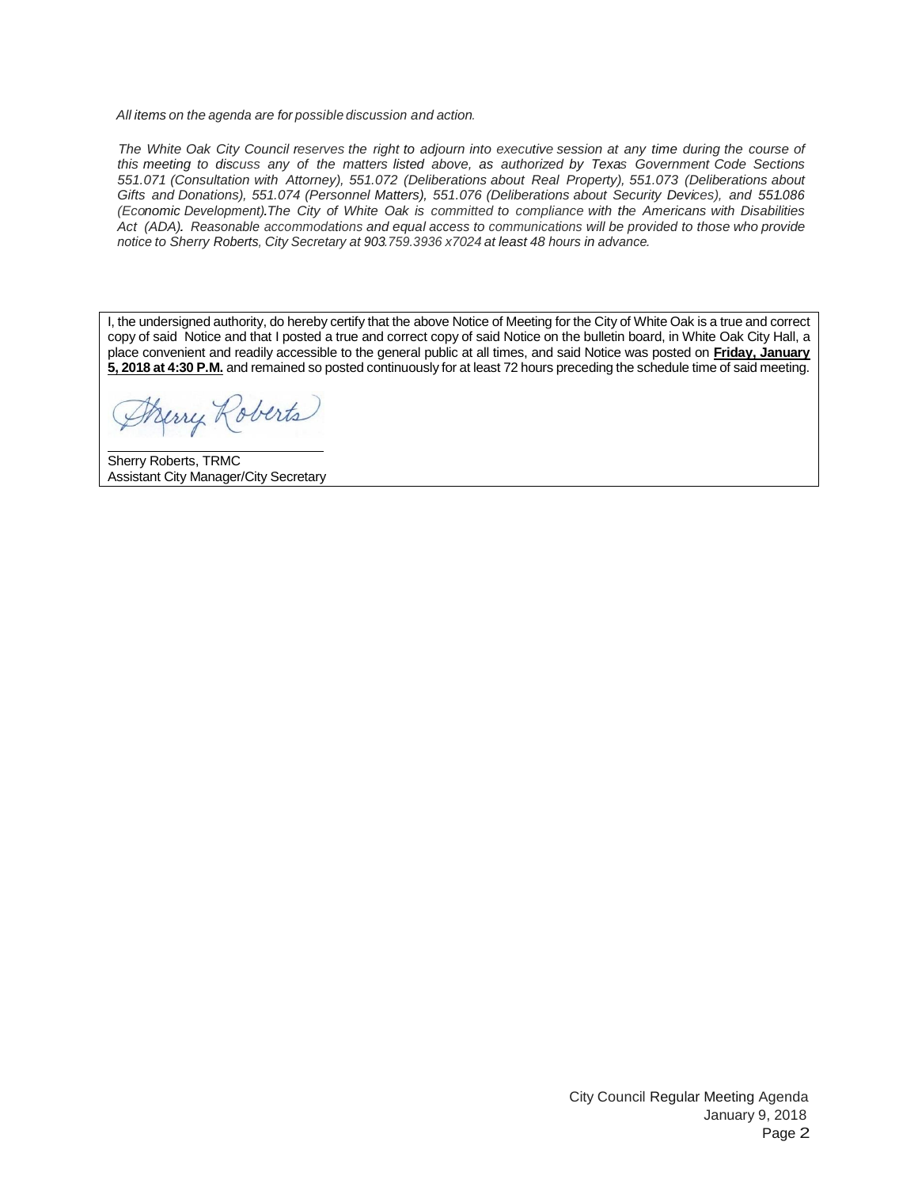*All items on the agenda are for possible discussion and action.*

*The White Oak City Council reserves the right to adjourn into executive session at any time during the course of this meeting to discuss any of the matters listed above, as authorized by Texas Government Code Sections 551.071 (Consultation with Attorney), 551.072 (Deliberations about Real Property), 551.073 (Deliberations about Gifts and Donations), 551.074 (Personnel Matters), 551.076 (Deliberations about Security Devices), and 551.086 (Economic Development).The City of White Oak is committed to compliance with the Americans with Disabilities Act (ADA). Reasonable accommodations and equal access to communications will be provided to those who provide notice to Sherry Roberts, City Secretary at 903.759.3936 x7024 at least 48 hours in advance.*

I, the undersigned authority, do hereby certify that the above Notice of Meeting for the City of White Oak is a true and correct copy of said Notice and that I posted a true and correct copy of said Notice on the bulletin board, in White Oak City Hall, a place convenient and readily accessible to the general public at all times, and said Notice was posted on **Friday, January 5, 2018 at 4:30 P.M.** and remained so posted continuously for at least 72 hours preceding the schedule time of said meeting.

Sherry Roberts

Sherry Roberts, TRMC
Assistant City Manager/City Secretary